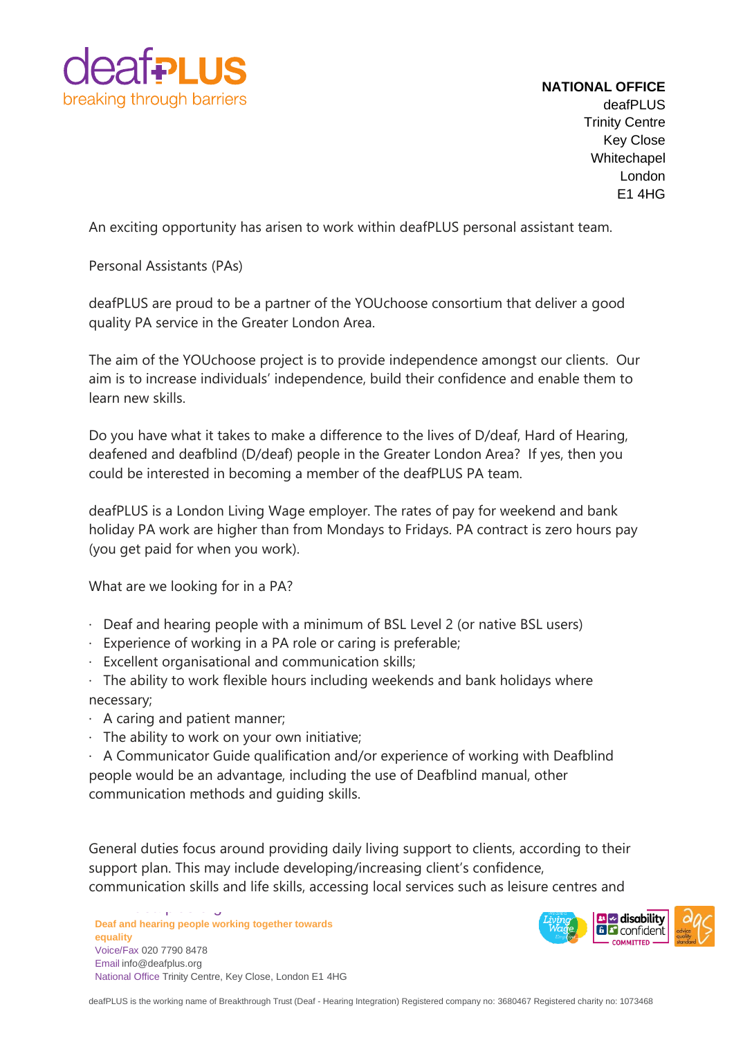**NATIONAL OFFICE**
deafPLUS
Trinity Centre
Key Close
Whitechapel
London
E1 4HG

An exciting opportunity has arisen to work within deafPLUS personal assistant team.

Personal Assistants (PAs)

deafPLUS are proud to be a partner of the YOUchoose consortium that deliver a good quality PA service in the Greater London Area.

The aim of the YOUchoose project is to provide independence amongst our clients. Our aim is to increase individuals' independence, build their confidence and enable them to learn new skills.

Do you have what it takes to make a difference to the lives of D/deaf, Hard of Hearing, deafened and deafblind (D/deaf) people in the Greater London Area? If yes, then you could be interested in becoming a member of the deafPLUS PA team.

deafPLUS is a London Living Wage employer. The rates of pay for weekend and bank holiday PA work are higher than from Mondays to Fridays. PA contract is zero hours pay (you get paid for when you work).

What are we looking for in a PA?

- Deaf and hearing people with a minimum of BSL Level 2 (or native BSL users)
- Experience of working in a PA role or caring is preferable;
- Excellent organisational and communication skills;
- The ability to work flexible hours including weekends and bank holidays where necessary;
- A caring and patient manner;
- The ability to work on your own initiative;
- A Communicator Guide qualification and/or experience of working with Deafblind people would be an advantage, including the use of Deafblind manual, other communication methods and guiding skills.

General duties focus around providing daily living support to clients, according to their support plan. This may include developing/increasing client's confidence, communication skills and life skills, accessing local services such as leisure centres and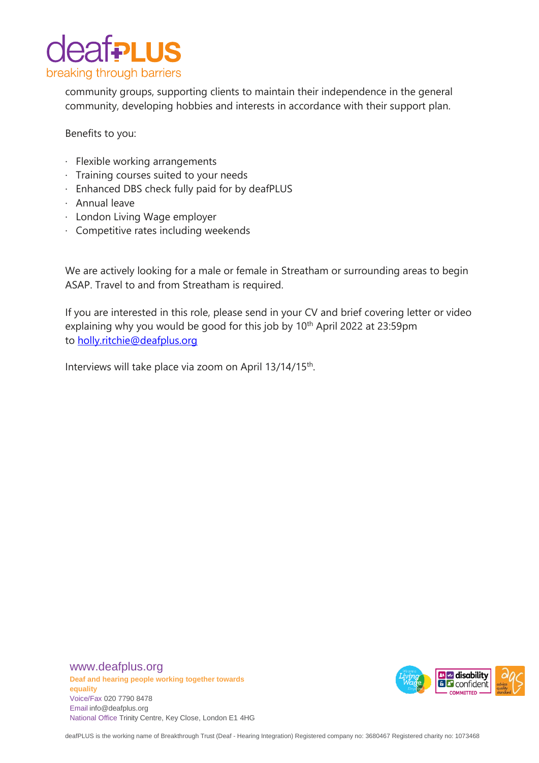community groups, supporting clients to maintain their independence in the general community, developing hobbies and interests in accordance with their support plan.

Benefits to you:

- Flexible working arrangements
- Training courses suited to your needs
- Enhanced DBS check fully paid for by deafPLUS
- Annual leave
- London Living Wage employer
- Competitive rates including weekends

We are actively looking for a male or female in Streatham or surrounding areas to begin ASAP. Travel to and from Streatham is required.

If you are interested in this role, please send in your CV and brief covering letter or video explaining why you would be good for this job by 10th April 2022 at 23:59pm to holly.ritchie@deafplus.org

Interviews will take place via zoom on April 13/14/15th.